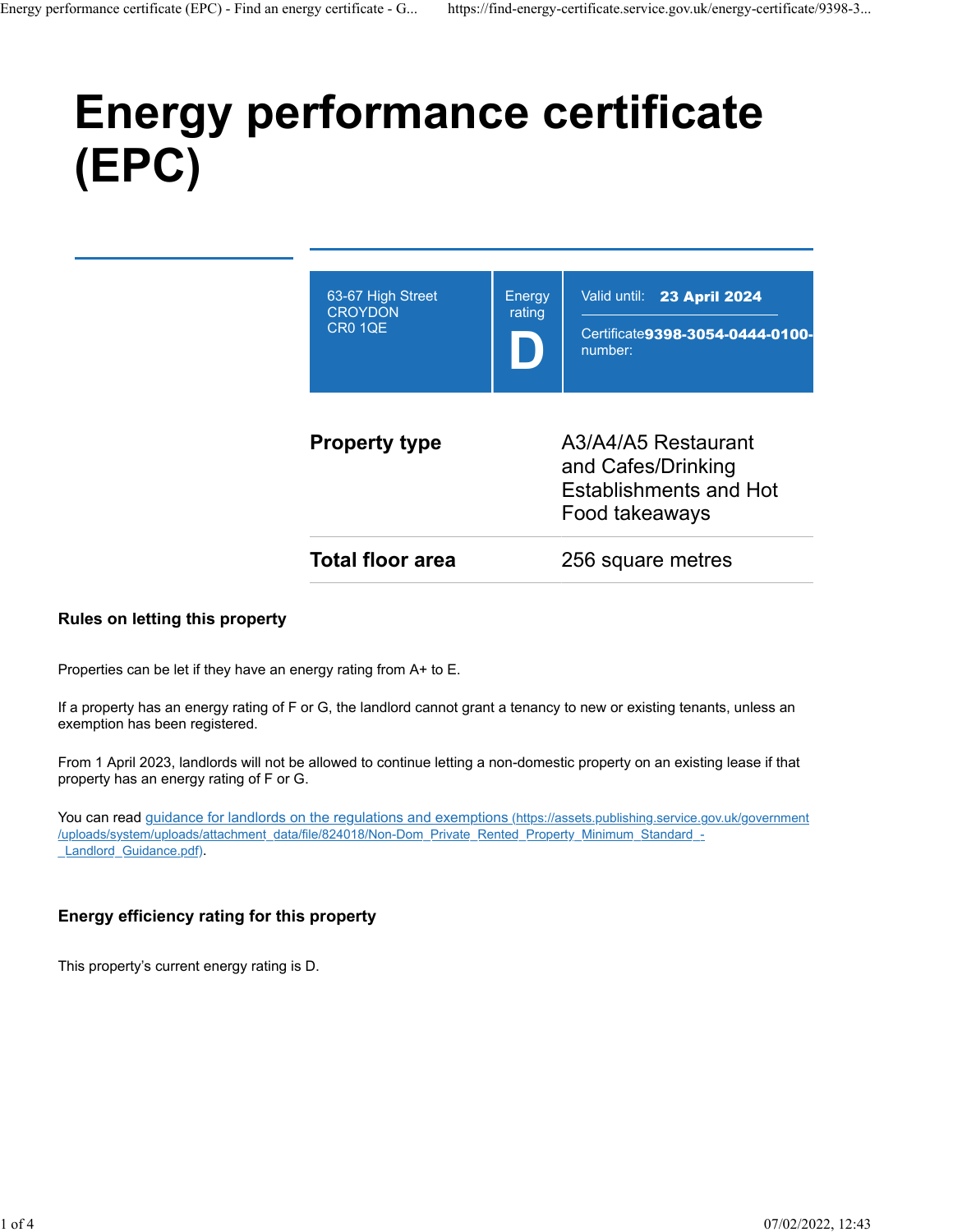# Energy performance certificate (EPC)

63-67 High Street
CROYDON
CR0 1QE

Energy rating

**D**

Valid until: **23 April 2024**

Certificate number: **9398-3054-0444-0100-**

| | |
|---|---|
| **Property type** | A3/A4/A5 Restaurant and Cafes/Drinking Establishments and Hot Food takeaways |
| **Total floor area** | 256 square metres |

### Rules on letting this property

Properties can be let if they have an energy rating from A+ to E.

If a property has an energy rating of F or G, the landlord cannot grant a tenancy to new or existing tenants, unless an exemption has been registered.

From 1 April 2023, landlords will not be allowed to continue letting a non-domestic property on an existing lease if that property has an energy rating of F or G.

You can read guidance for landlords on the regulations and exemptions (https://assets.publishing.service.gov.uk/government/uploads/system/uploads/attachment_data/file/824018/Non-Dom_Private_Rented_Property_Minimum_Standard_-_Landlord_Guidance.pdf).

### Energy efficiency rating for this property

This property's current energy rating is D.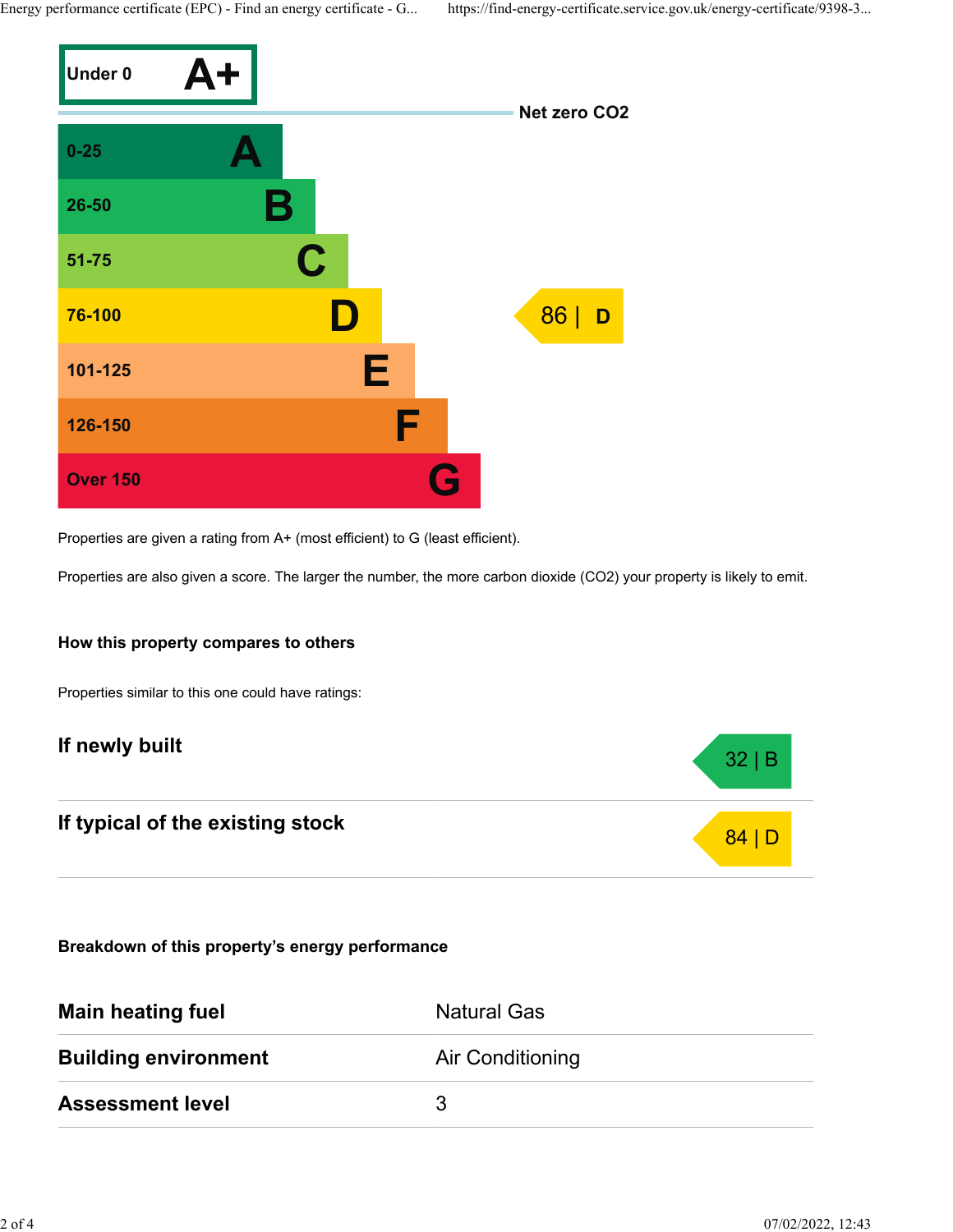| Score | Rating | Current |
| --- | --- | --- |
| Under 0 | A+ | |
| | Net zero $CO_2$ | |
| 0-25 | A | |
| 26-50 | B | |
| 51-75 | C | |
| 76-100 | D | 86 \| D |
| 101-125 | E | |
| 126-150 | F | |
| Over 150 | G | |

Properties are given a rating from A+ (most efficient) to G (least efficient).

Properties are also given a score. The larger the number, the more carbon dioxide ($CO_2$) your property is likely to emit.

### How this property compares to others

Properties similar to this one could have ratings:

| | |
| --- | --- |
| **If newly built** | 32 \| B |
| **If typical of the existing stock** | 84 \| D |

### Breakdown of this property's energy performance

| | |
| --- | --- |
| **Main heating fuel** | Natural Gas |
| **Building environment** | Air Conditioning |
| **Assessment level** | 3 |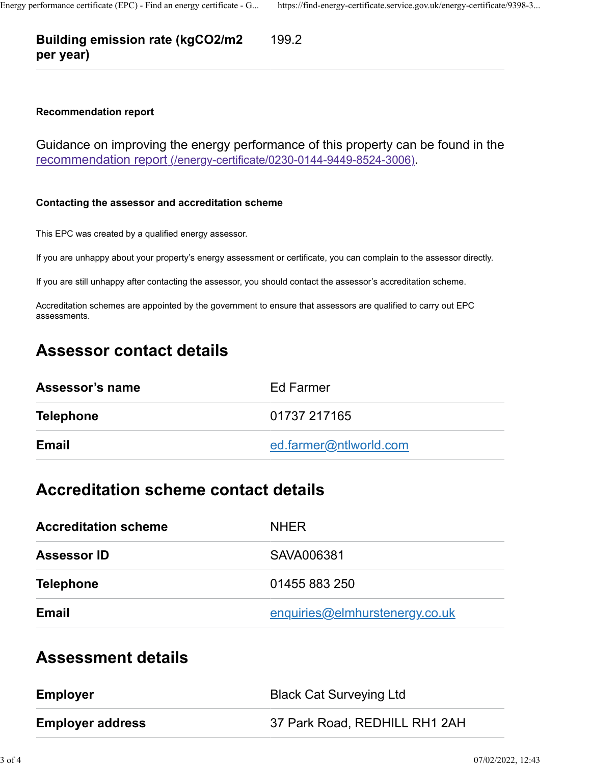| | |
|---|---|
| **Building emission rate (kgCO2/m2 per year)** | 199.2 |

### Recommendation report

Guidance on improving the energy performance of this property can be found in the [recommendation report (/energy-certificate/0230-0144-9449-8524-3006)](/energy-certificate/0230-0144-9449-8524-3006).

### Contacting the assessor and accreditation scheme

This EPC was created by a qualified energy assessor.

If you are unhappy about your property's energy assessment or certificate, you can complain to the assessor directly.

If you are still unhappy after contacting the assessor, you should contact the assessor's accreditation scheme.

Accreditation schemes are appointed by the government to ensure that assessors are qualified to carry out EPC assessments.

## Assessor contact details

| | |
|---|---|
| **Assessor's name** | Ed Farmer |
| **Telephone** | 01737 217165 |
| **Email** | ed.farmer@ntlworld.com |

## Accreditation scheme contact details

| | |
|---|---|
| **Accreditation scheme** | NHER |
| **Assessor ID** | SAVA006381 |
| **Telephone** | 01455 883 250 |
| **Email** | enquiries@elmhurstenergy.co.uk |

## Assessment details

| | |
|---|---|
| **Employer** | Black Cat Surveying Ltd |
| **Employer address** | 37 Park Road, REDHILL RH1 2AH |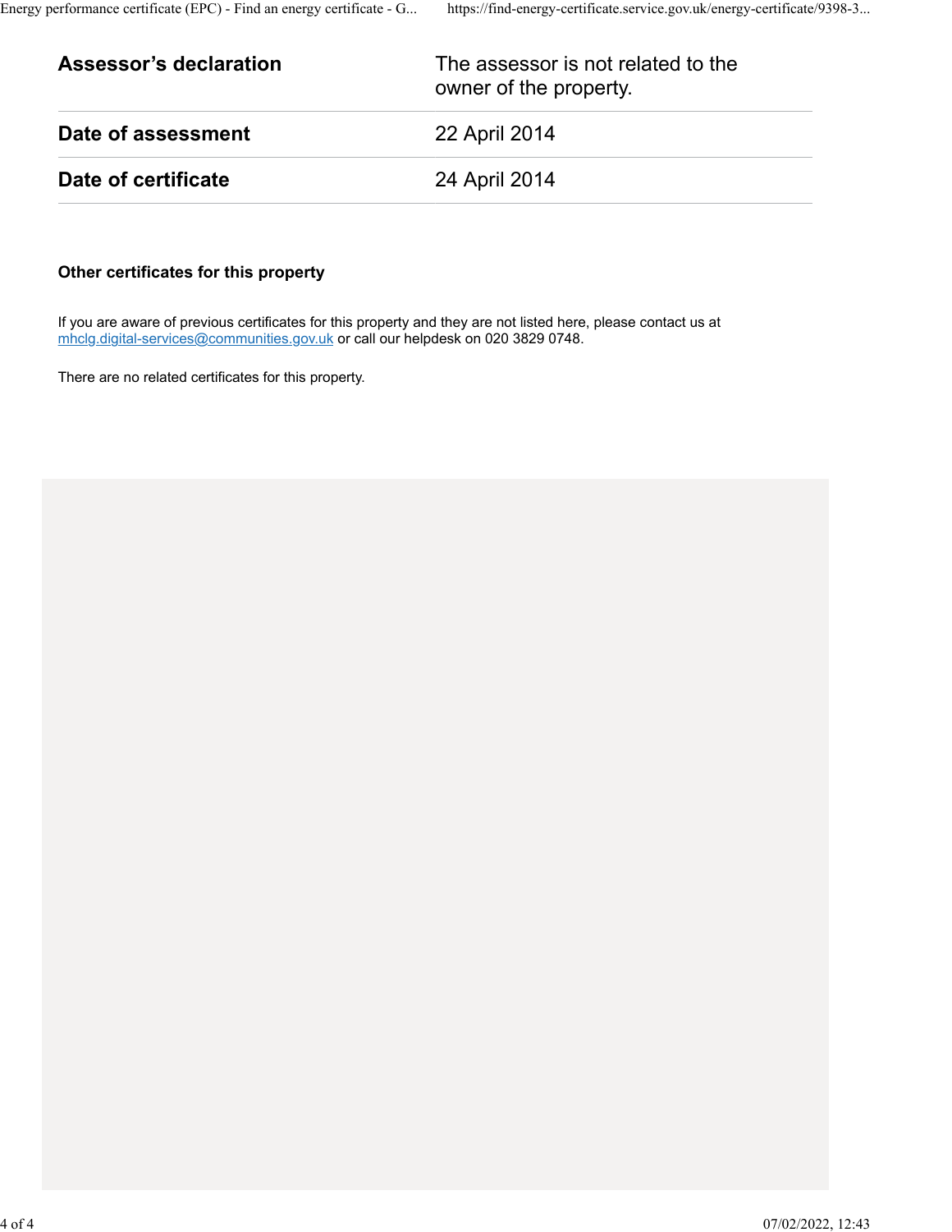| | |
|---|---|
| **Assessor's declaration** | The assessor is not related to the owner of the property. |
| **Date of assessment** | 22 April 2014 |
| **Date of certificate** | 24 April 2014 |

### Other certificates for this property

If you are aware of previous certificates for this property and they are not listed here, please contact us at [mhclg.digital-services@communities.gov.uk](mailto:mhclg.digital-services@communities.gov.uk) or call our helpdesk on 020 3829 0748.

There are no related certificates for this property.